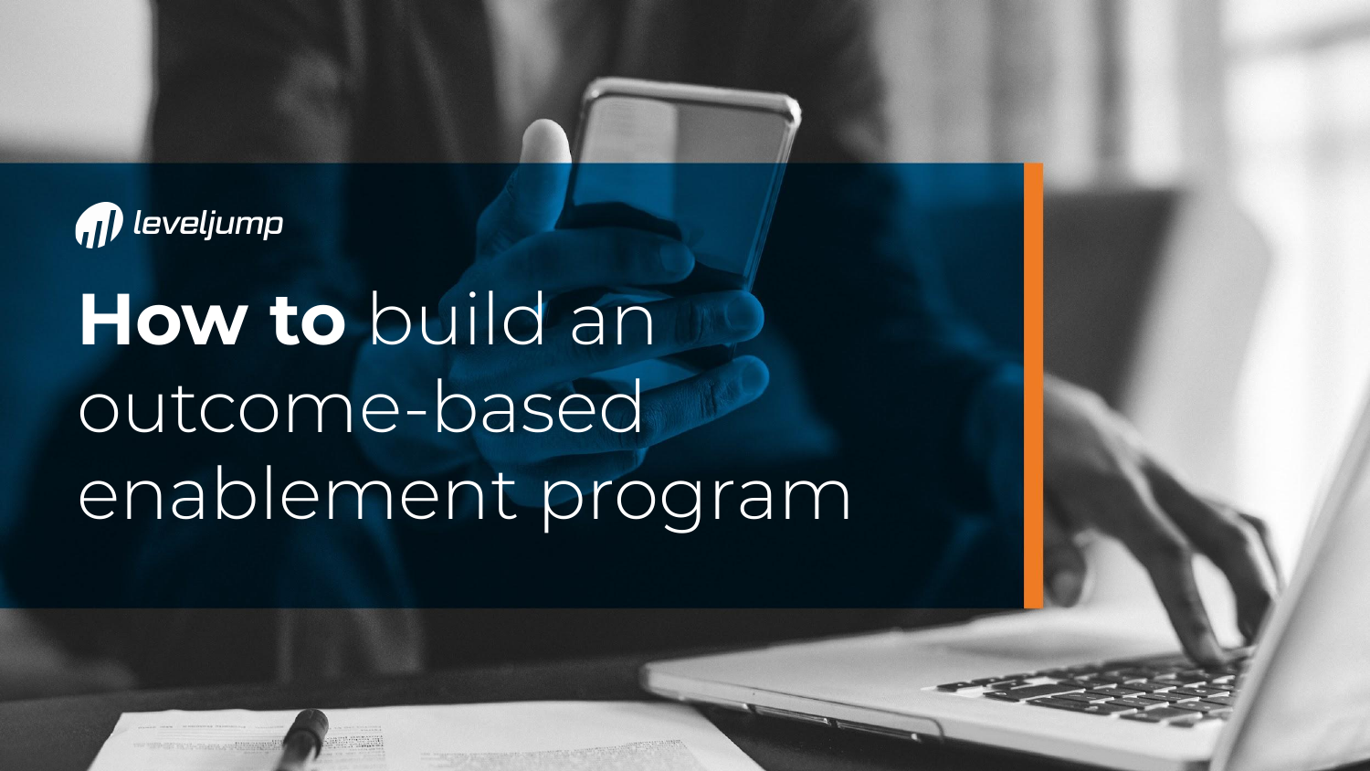leveljump

# **How to** build an outcome-based enablement program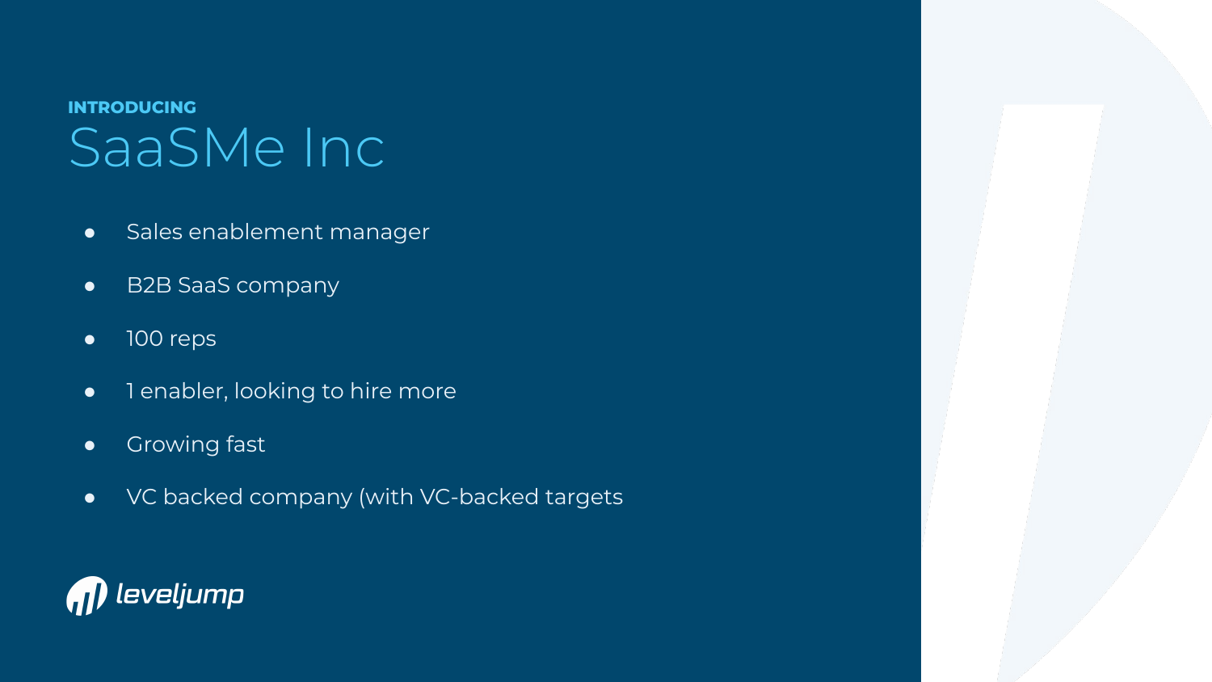INTRODUCING

# SaaSMe Inc

- Sales enablement manager
- B2B SaaS company
- 100 reps
- 1 enabler, looking to hire more
- Growing fast
- VC backed company (with VC-backed targets

leveljump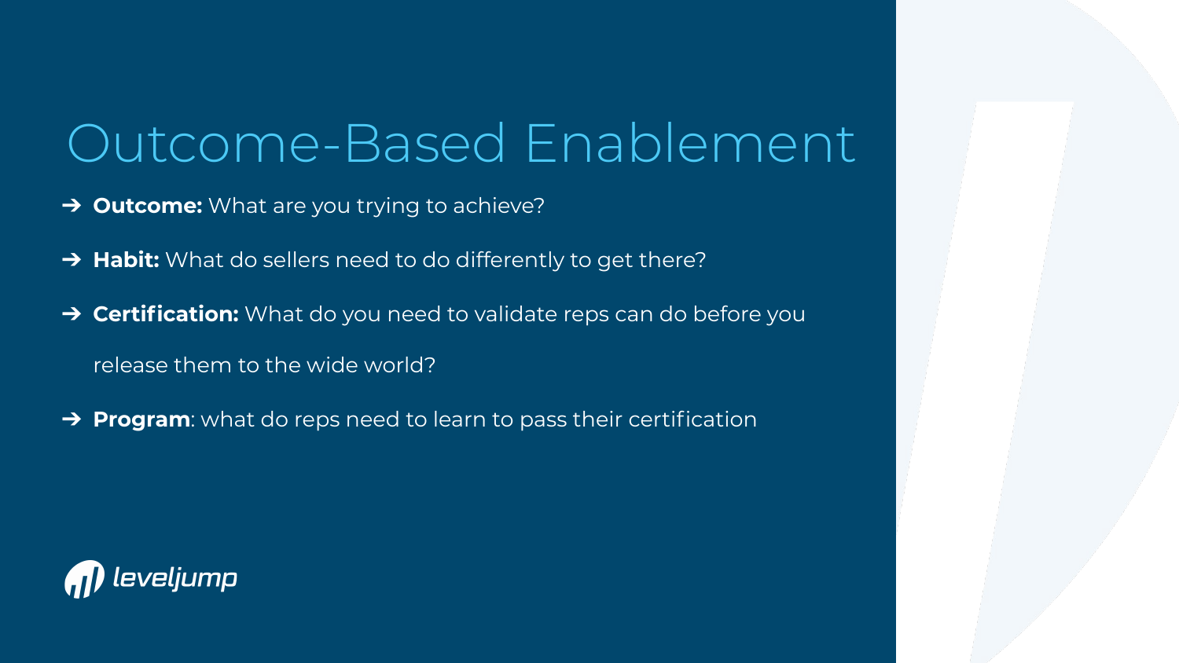# Outcome-Based Enablement

- **Outcome:** What are you trying to achieve?
- **Habit:** What do sellers need to do differently to get there?
- **Certification:** What do you need to validate reps can do before you release them to the wide world?
- **Program**: what do reps need to learn to pass their certification

leveljump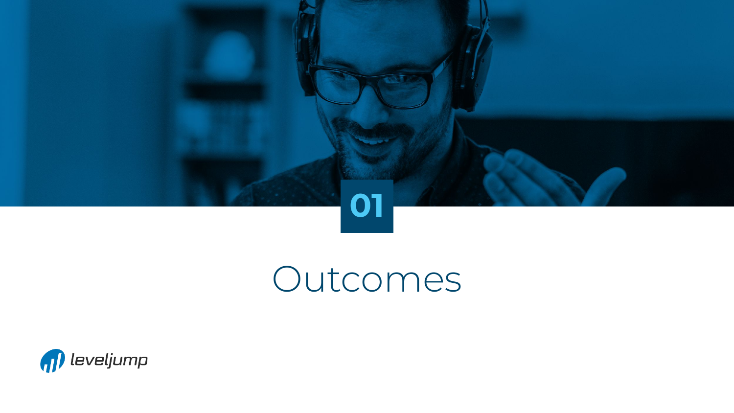01

# Outcomes

leveljump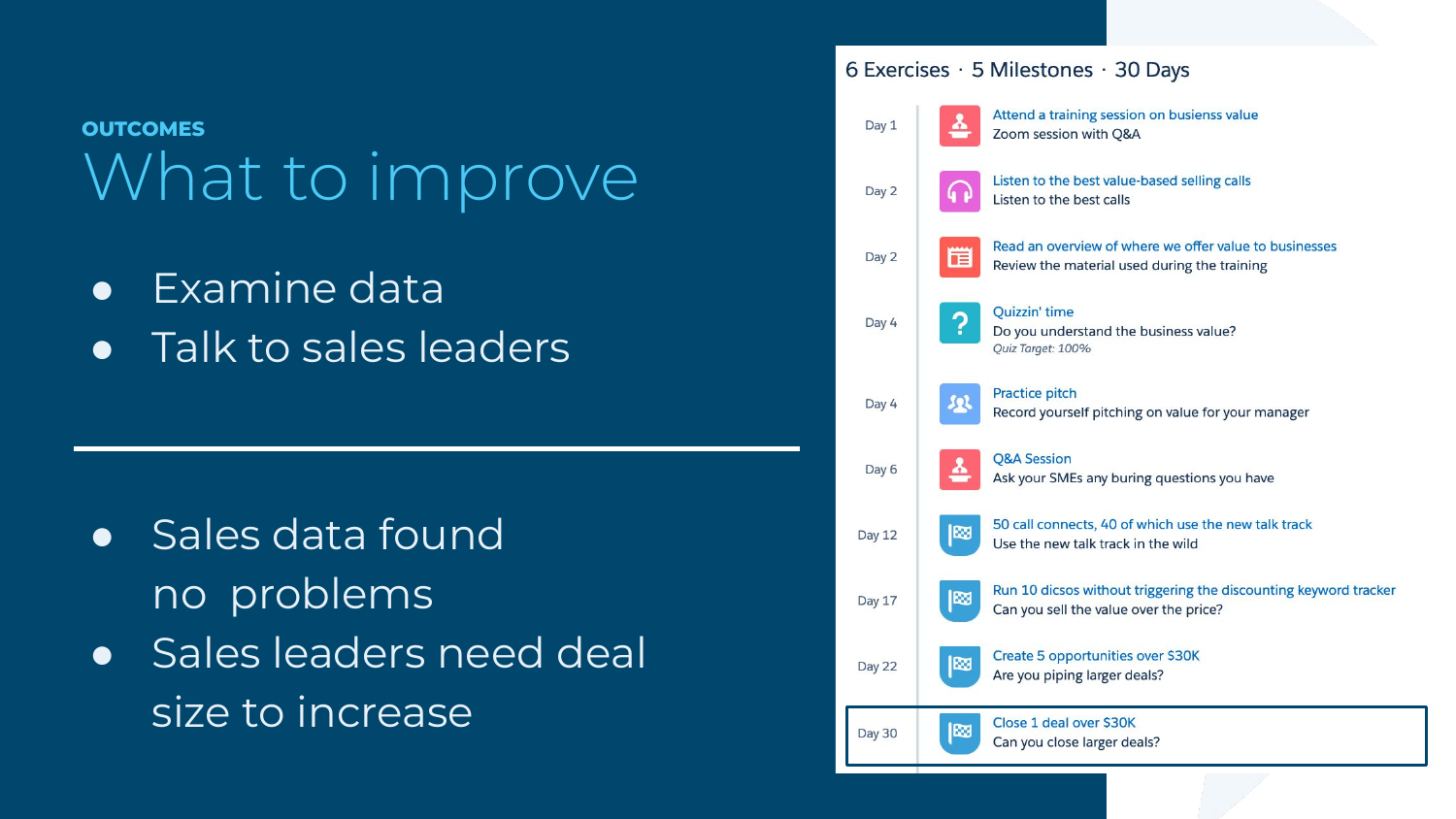OUTCOMES

# What to improve

- Examine data
- Talk to sales leaders

---

- Sales data found no problems
- Sales leaders need deal size to increase

## 6 Exercises · 5 Milestones · 30 Days

| Day | Activity |
|---|---|
| Day 1 | **Attend a training session on busienss value** Zoom session with Q&A |
| Day 2 | **Listen to the best value-based selling calls** Listen to the best calls |
| Day 2 | **Read an overview of where we offer value to businesses** Review the material used during the training |
| Day 4 | **Quizzin' time** Do you understand the business value? *Quiz Target: 100%* |
| Day 4 | **Practice pitch** Record yourself pitching on value for your manager |
| Day 6 | **Q&A Session** Ask your SMEs any buring questions you have |
| Day 12 | **50 call connects, 40 of which use the new talk track** Use the new talk track in the wild |
| Day 17 | **Run 10 dicsos without triggering the discounting keyword tracker** Can you sell the value over the price? |
| Day 22 | **Create 5 opportunities over $30K** Are you piping larger deals? |
| Day 30 | **Close 1 deal over $30K** Can you close larger deals? |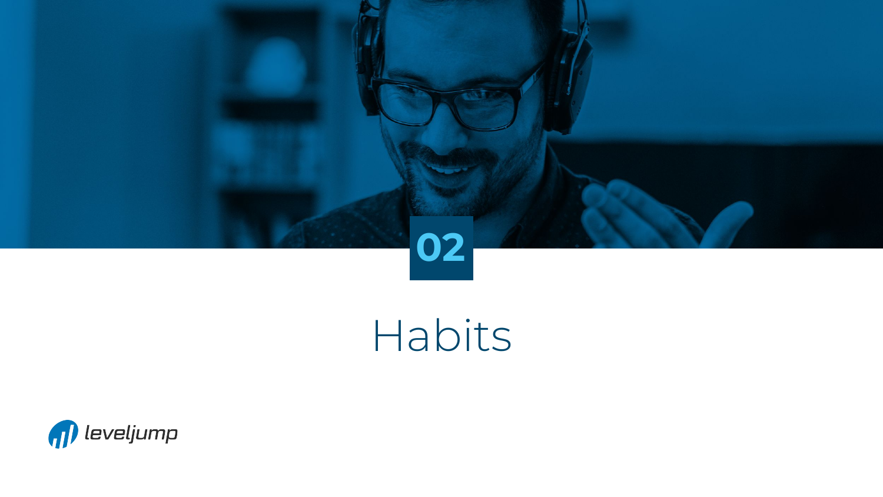02

# Habits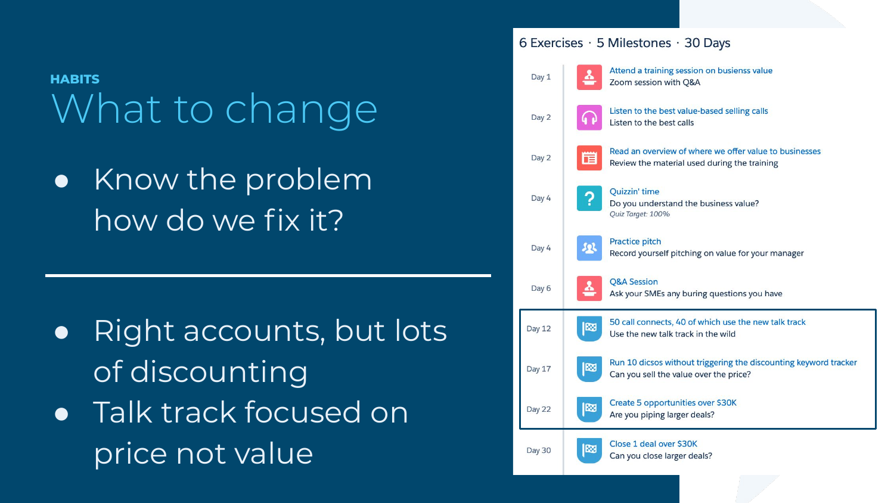**HABITS**

# What to change

- Know the problem how do we fix it?

---

- Right accounts, but lots of discounting
- Talk track focused on price not value

## 6 Exercises · 5 Milestones · 30 Days

| Day | Activity | Description |
|---|---|---|
| Day 1 | Attend a training session on busienss value | Zoom session with Q&A |
| Day 2 | Listen to the best value-based selling calls | Listen to the best calls |
| Day 2 | Read an overview of where we offer value to businesses | Review the material used during the training |
| Day 4 | Quizzin' time | Do you understand the business value? *Quiz Target: 100%* |
| Day 4 | Practice pitch | Record yourself pitching on value for your manager |
| Day 6 | Q&A Session | Ask your SMEs any buring questions you have |
| Day 12 | 50 call connects, 40 of which use the new talk track | Use the new talk track in the wild |
| Day 17 | Run 10 dicsos without triggering the discounting keyword tracker | Can you sell the value over the price? |
| Day 22 | Create 5 opportunities over $30K | Are you piping larger deals? |
| Day 30 | Close 1 deal over $30K | Can you close larger deals? |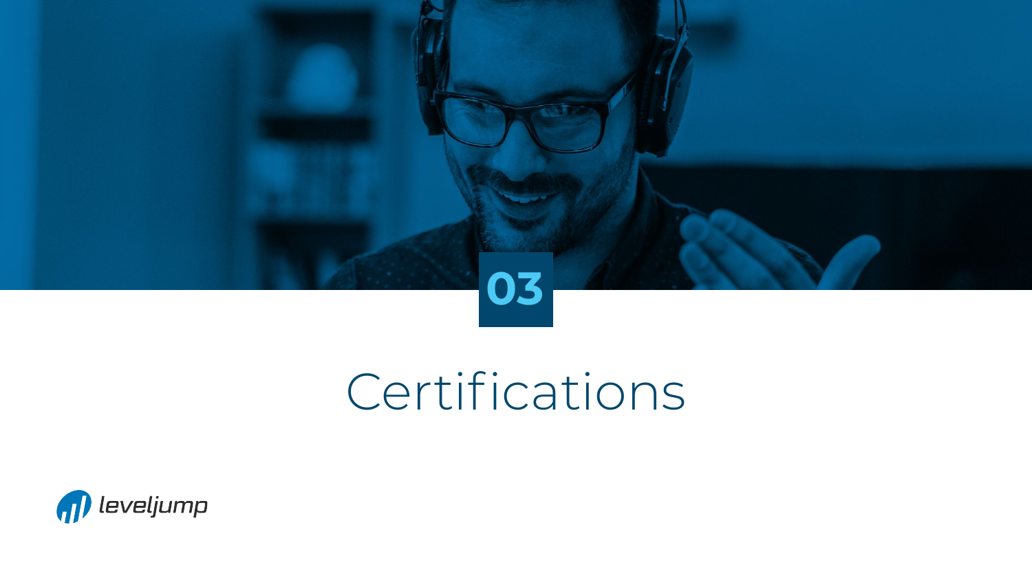03

# Certifications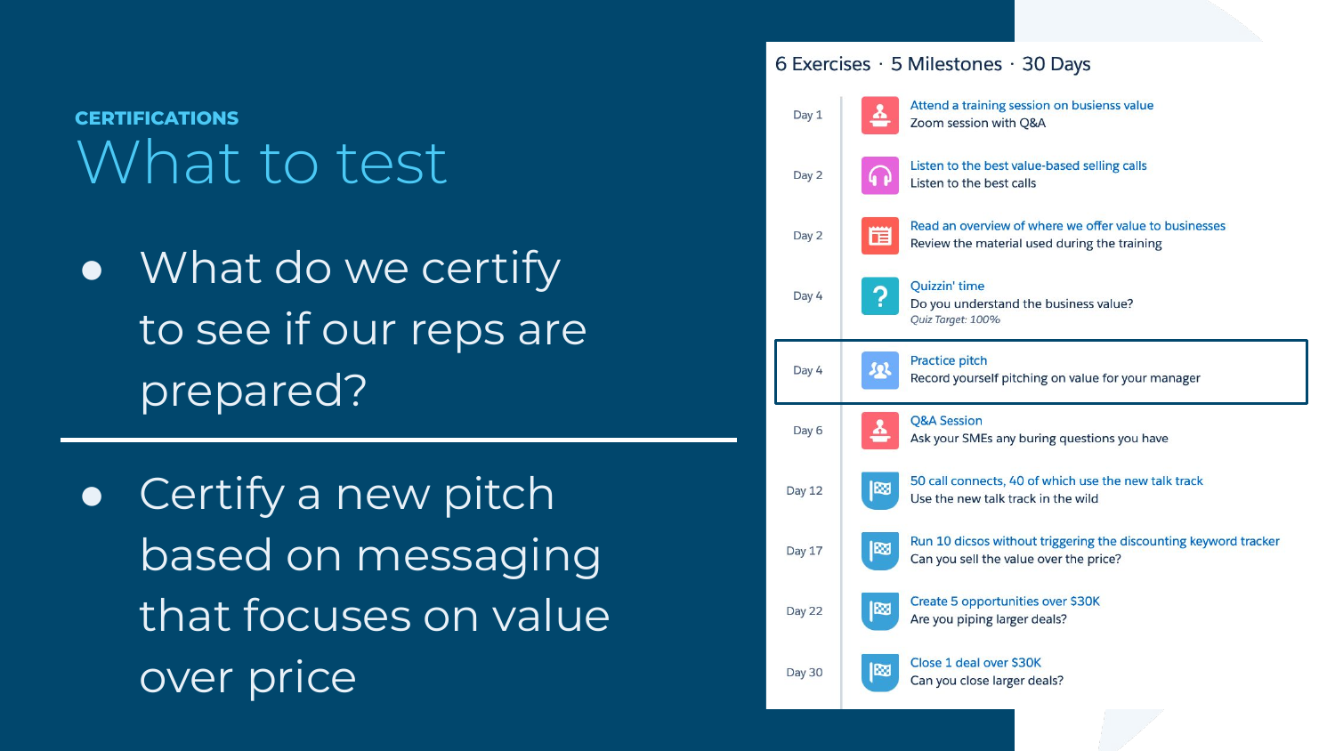CERTIFICATIONS

# What to test

- What do we certify to see if our reps are prepared?

---

- Certify a new pitch based on messaging that focuses on value over price

6 Exercises · 5 Milestones · 30 Days

| Day | Activity | Description |
|---|---|---|
| Day 1 | Attend a training session on busienss value | Zoom session with Q&A |
| Day 2 | Listen to the best value-based selling calls | Listen to the best calls |
| Day 2 | Read an overview of where we offer value to businesses | Review the material used during the training |
| Day 4 | Quizzin' time | Do you understand the business value? *Quiz Target: 100%* |
| Day 4 | Practice pitch | Record yourself pitching on value for your manager |
| Day 6 | Q&A Session | Ask your SMEs any buring questions you have |
| Day 12 | 50 call connects, 40 of which use the new talk track | Use the new talk track in the wild |
| Day 17 | Run 10 dicsos without triggering the discounting keyword tracker | Can you sell the value over the price? |
| Day 22 | Create 5 opportunities over $30K | Are you piping larger deals? |
| Day 30 | Close 1 deal over $30K | Can you close larger deals? |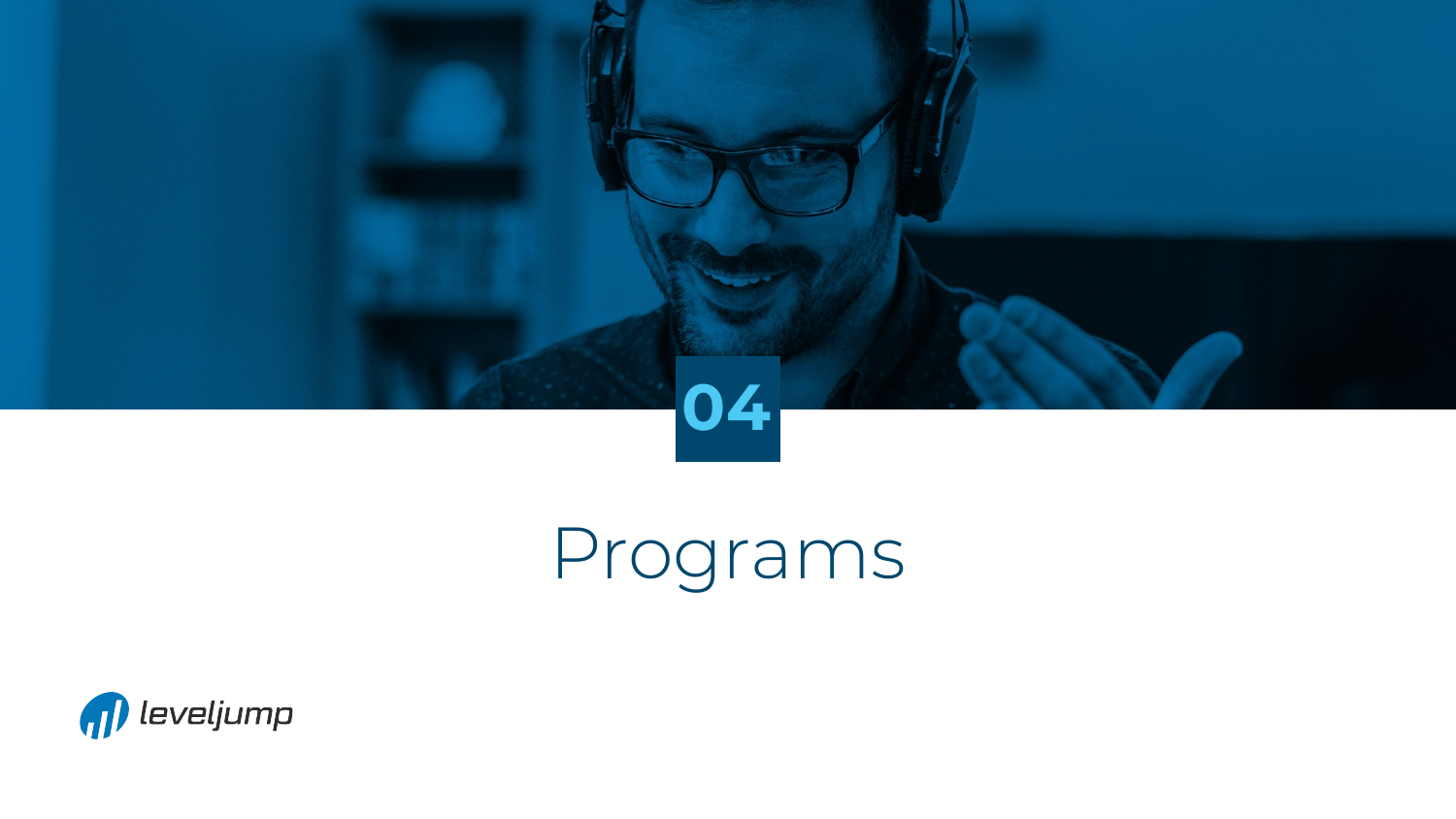04

# Programs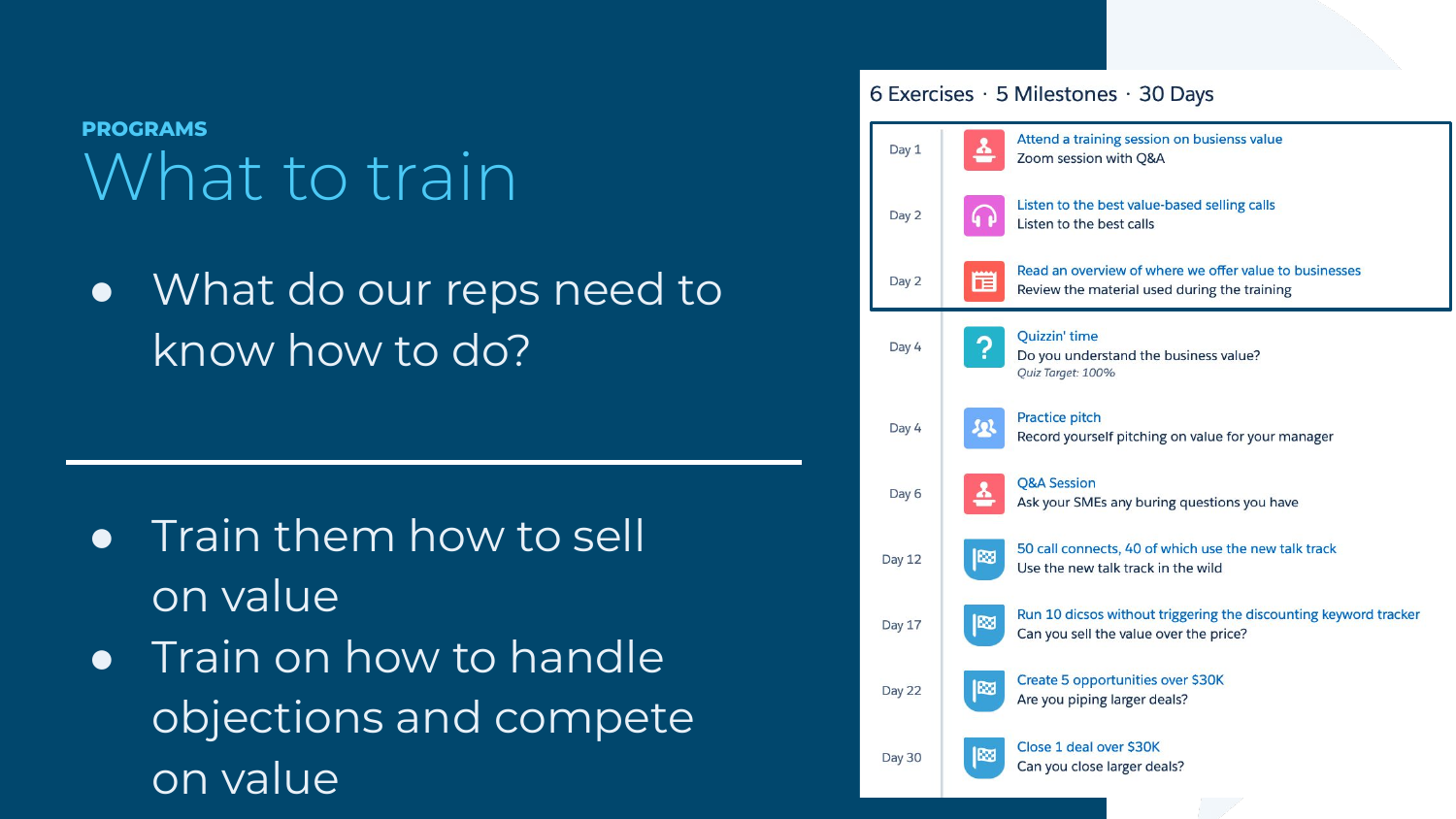PROGRAMS

# What to train

- What do our reps need to know how to do?

---

- Train them how to sell on value
- Train on how to handle objections and compete on value

6 Exercises · 5 Milestones · 30 Days

Day 1 — Attend a training session on busienss value
Zoom session with Q&A

Day 2 — Listen to the best value-based selling calls
Listen to the best calls

Day 2 — Read an overview of where we offer value to businesses
Review the material used during the training

Day 4 — Quizzin' time
Do you understand the business value?
*Quiz Target: 100%*

Day 4 — Practice pitch
Record yourself pitching on value for your manager

Day 6 — Q&A Session
Ask your SMEs any buring questions you have

Day 12 — 50 call connects, 40 of which use the new talk track
Use the new talk track in the wild

Day 17 — Run 10 dicsos without triggering the discounting keyword tracker
Can you sell the value over the price?

Day 22 — Create 5 opportunities over $30K
Are you piping larger deals?

Day 30 — Close 1 deal over $30K
Can you close larger deals?